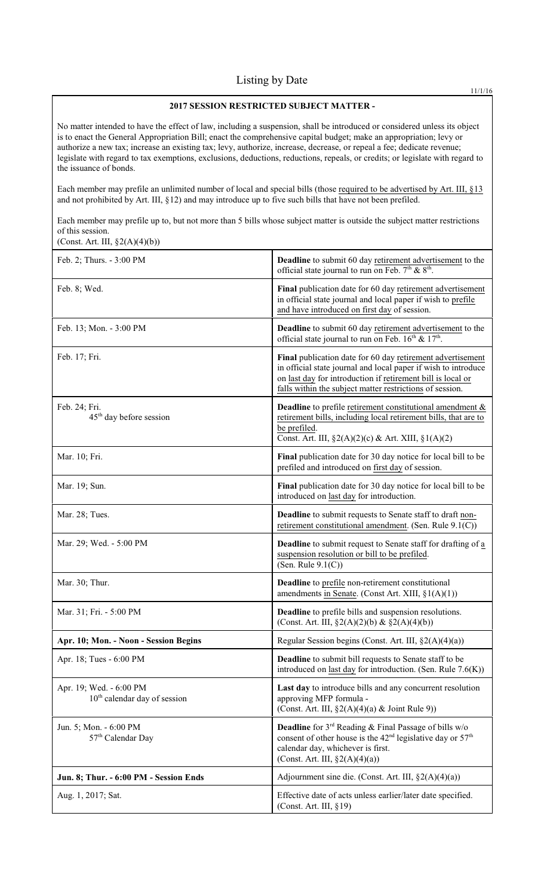# Listing by Date

11/1/16

| **2017 SESSION RESTRICTED SUBJECT MATTER -** | |
|---|---|
| No matter intended to have the effect of law, including a suspension, shall be introduced or considered unless its object is to enact the General Appropriation Bill; enact the comprehensive capital budget; make an appropriation; levy or authorize a new tax; increase an existing tax; levy, authorize, increase, decrease, or repeal a fee; dedicate revenue; legislate with regard to tax exemptions, exclusions, deductions, reductions, repeals, or credits; or legislate with regard to the issuance of bonds.<br><br>Each member may prefile an unlimited number of local and special bills (those required to be advertised by Art. III, §13 and not prohibited by Art. III, §12) and may introduce up to five such bills that have not been prefiled.<br><br>Each member may prefile up to, but not more than 5 bills whose subject matter is outside the subject matter restrictions of this session.<br>(Const. Art. III, §2(A)(4)(b)) | |
| Feb. 2; Thurs. - 3:00 PM | **Deadline** to submit 60 day retirement advertisement to the official state journal to run on Feb. 7th & 8th. |
| Feb. 8; Wed. | **Final** publication date for 60 day retirement advertisement in official state journal and local paper if wish to prefile and have introduced on first day of session. |
| Feb. 13; Mon. - 3:00 PM | **Deadline** to submit 60 day retirement advertisement to the official state journal to run on Feb. 16th & 17th. |
| Feb. 17; Fri. | **Final** publication date for 60 day retirement advertisement in official state journal and local paper if wish to introduce on last day for introduction if retirement bill is local or falls within the subject matter restrictions of session. |
| Feb. 24; Fri.<br>45th day before session | **Deadline** to prefile retirement constitutional amendment & retirement bills, including local retirement bills, that are to be prefiled.<br>Const. Art. III, §2(A)(2)(c) & Art. XIII, §1(A)(2) |
| Mar. 10; Fri. | **Final** publication date for 30 day notice for local bill to be prefiled and introduced on first day of session. |
| Mar. 19; Sun. | **Final** publication date for 30 day notice for local bill to be introduced on last day for introduction. |
| Mar. 28; Tues. | **Deadline** to submit requests to Senate staff to draft non-retirement constitutional amendment. (Sen. Rule 9.1(C)) |
| Mar. 29; Wed. - 5:00 PM | **Deadline** to submit request to Senate staff for drafting of a suspension resolution or bill to be prefiled.<br>(Sen. Rule 9.1(C)) |
| Mar. 30; Thur. | **Deadline** to prefile non-retirement constitutional amendments in Senate. (Const Art. XIII, §1(A)(1)) |
| Mar. 31; Fri. - 5:00 PM | **Deadline** to prefile bills and suspension resolutions.<br>(Const. Art. III, §2(A)(2)(b) & §2(A)(4)(b)) |
| **Apr. 10; Mon. - Noon - Session Begins** | Regular Session begins (Const. Art. III, §2(A)(4)(a)) |
| Apr. 18; Tues - 6:00 PM | **Deadline** to submit bill requests to Senate staff to be introduced on last day for introduction. (Sen. Rule 7.6(K)) |
| Apr. 19; Wed. - 6:00 PM<br>10th calendar day of session | **Last day** to introduce bills and any concurrent resolution approving MFP formula -<br>(Const. Art. III, §2(A)(4)(a) & Joint Rule 9)) |
| Jun. 5; Mon. - 6:00 PM<br>57th Calendar Day | **Deadline** for 3rd Reading & Final Passage of bills w/o consent of other house is the 42nd legislative day or 57th calendar day, whichever is first.<br>(Const. Art. III, §2(A)(4)(a)) |
| **Jun. 8; Thur. - 6:00 PM - Session Ends** | Adjournment sine die. (Const. Art. III, §2(A)(4)(a)) |
| Aug. 1, 2017; Sat. | Effective date of acts unless earlier/later date specified.<br>(Const. Art. III, §19) |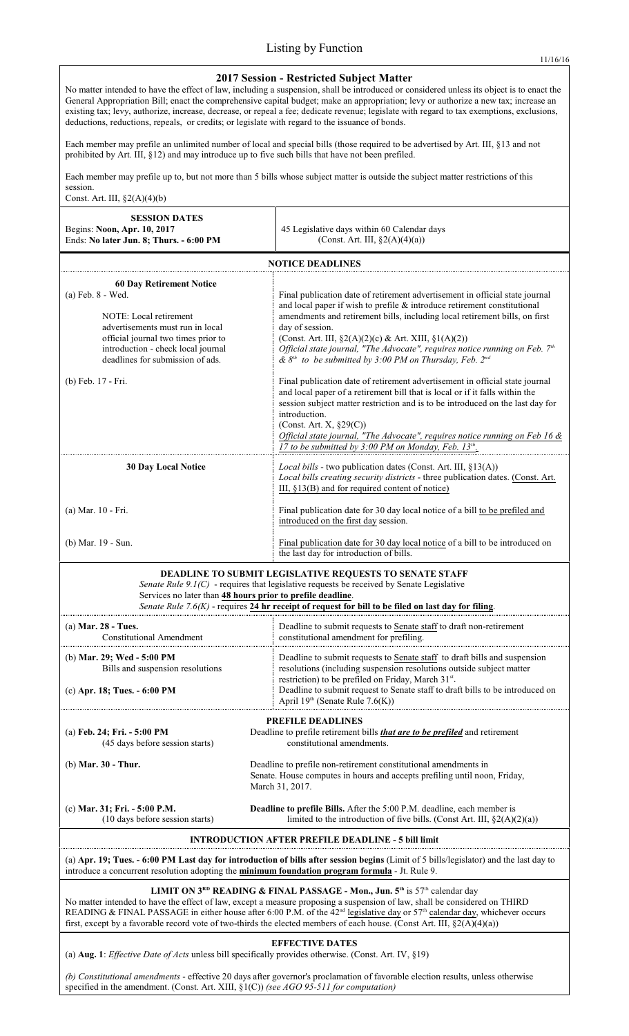# Listing by Function

11/16/16

## 2017 Session - Restricted Subject Matter

No matter intended to have the effect of law, including a suspension, shall be introduced or considered unless its object is to enact the General Appropriation Bill; enact the comprehensive capital budget; make an appropriation; levy or authorize a new tax; increase an existing tax; levy, authorize, increase, decrease, or repeal a fee; dedicate revenue; legislate with regard to tax exemptions, exclusions, deductions, reductions, repeals, or credits; or legislate with regard to the issuance of bonds.

Each member may prefile an unlimited number of local and special bills (those required to be advertised by Art. III, §13 and not prohibited by Art. III, §12) and may introduce up to five such bills that have not been prefiled.

Each member may prefile up to, but not more than 5 bills whose subject matter is outside the subject matter restrictions of this session.

Const. Art. III, §2(A)(4)(b)

| **SESSION DATES** | |
|---|---|
| Begins: **Noon, Apr. 10, 2017**<br>Ends: **No later Jun. 8; Thurs. - 6:00 PM** | 45 Legislative days within 60 Calendar days<br>(Const. Art. III, §2(A)(4)(a)) |

## NOTICE DEADLINES

| | |
|---|---|
| **60 Day Retirement Notice**<br>(a) Feb. 8 - Wed.<br><br>NOTE: Local retirement advertisements must run in local official journal two times prior to introduction - check local journal deadlines for submission of ads. | Final publication date of retirement advertisement in official state journal and local paper if wish to prefile & introduce retirement constitutional amendments and retirement bills, including local retirement bills, on first day of session.<br>(Const. Art. III, §2(A)(2)(c) & Art. XIII, §1(A)(2))<br>*Official state journal, "The Advocate", requires notice running on Feb. 7th & 8th to be submitted by 3:00 PM on Thursday, Feb. 2nd* |
| (b) Feb. 17 - Fri. | Final publication date of retirement advertisement in official state journal and local paper of a retirement bill that is local or if it falls within the session subject matter restriction and is to be introduced on the last day for introduction.<br>(Const. Art. X, §29(C))<br>*Official state journal, "The Advocate", requires notice running on Feb 16 & 17 to be submitted by 3:00 PM on Monday, Feb. 13th.* |
| **30 Day Local Notice** | *Local bills* - two publication dates (Const. Art. III, §13(A))<br>*Local bills creating security districts* - three publication dates. (Const. Art. III, §13(B) and for required content of notice) |
| (a) Mar. 10 - Fri. | Final publication date for 30 day local notice of a bill to be prefiled and introduced on the first day session. |
| (b) Mar. 19 - Sun. | Final publication date for 30 day local notice of a bill to be introduced on the last day for introduction of bills. |

## DEADLINE TO SUBMIT LEGISLATIVE REQUESTS TO SENATE STAFF

*Senate Rule 9.1(C)* - requires that legislative requests be received by Senate Legislative Services no later than **48 hours prior to prefile deadline**.
*Senate Rule 7.6(K)* - requires **24 hr receipt of request for bill to be filed on last day for filing**.

| | |
|---|---|
| (a) **Mar. 28 - Tues.**<br>Constitutional Amendment | Deadline to submit requests to Senate staff to draft non-retirement constitutional amendment for prefiling. |
| (b) **Mar. 29; Wed - 5:00 PM**<br>Bills and suspension resolutions | Deadline to submit requests to Senate staff to draft bills and suspension resolutions (including suspension resolutions outside subject matter restriction) to be prefiled on Friday, March 31st. |
| (c) **Apr. 18; Tues. - 6:00 PM** | Deadline to submit request to Senate staff to draft bills to be introduced on April 19th (Senate Rule 7.6(K)) |

## PREFILE DEADLINES

| | |
|---|---|
| (a) **Feb. 24; Fri. - 5:00 PM**<br>(45 days before session starts) | Deadline to prefile retirement bills ***that are to be prefiled*** and retirement constitutional amendments. |
| (b) **Mar. 30 - Thur.** | Deadline to prefile non-retirement constitutional amendments in Senate. House computes in hours and accepts prefiling until noon, Friday, March 31, 2017. |
| (c) **Mar. 31; Fri. - 5:00 P.M.**<br>(10 days before session starts) | **Deadline to prefile Bills.** After the 5:00 P.M. deadline, each member is limited to the introduction of five bills. (Const Art. III, §2(A)(2)(a)) |

## INTRODUCTION AFTER PREFILE DEADLINE - 5 bill limit

(a) **Apr. 19; Tues. - 6:00 PM Last day for introduction of bills after session begins** (Limit of 5 bills/legislator) and the last day to introduce a concurrent resolution adopting the **minimum foundation program formula** - Jt. Rule 9.

## LIMIT ON 3RD READING & FINAL PASSAGE - Mon., Jun. 5th is 57th calendar day

No matter intended to have the effect of law, except a measure proposing a suspension of law, shall be considered on THIRD READING & FINAL PASSAGE in either house after 6:00 P.M. of the 42nd legislative day or 57th calendar day, whichever occurs first, except by a favorable record vote of two-thirds the elected members of each house. (Const Art. III, §2(A)(4)(a))

## EFFECTIVE DATES

(a) **Aug. 1**: *Effective Date of Acts* unless bill specifically provides otherwise. (Const. Art. IV, §19)

*(b) Constitutional amendments* - effective 20 days after governor's proclamation of favorable election results, unless otherwise specified in the amendment. (Const. Art. XIII, §1(C)) *(see AGO 95-511 for computation)*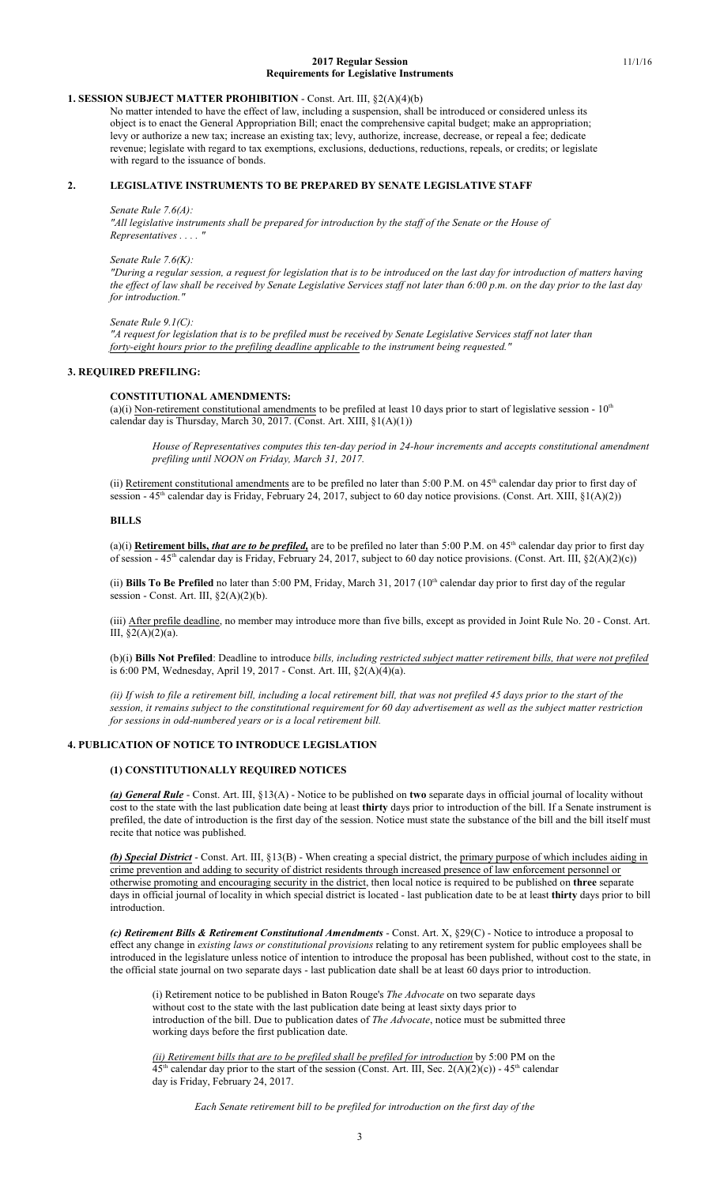**2017 Regular Session**
**Requirements for Legislative Instruments**

11/1/16

## 1. SESSION SUBJECT MATTER PROHIBITION - Const. Art. III, §2(A)(4)(b)

No matter intended to have the effect of law, including a suspension, shall be introduced or considered unless its object is to enact the General Appropriation Bill; enact the comprehensive capital budget; make an appropriation; levy or authorize a new tax; increase an existing tax; levy, authorize, increase, decrease, or repeal a fee; dedicate revenue; legislate with regard to tax exemptions, exclusions, deductions, reductions, repeals, or credits; or legislate with regard to the issuance of bonds.

## 2. LEGISLATIVE INSTRUMENTS TO BE PREPARED BY SENATE LEGISLATIVE STAFF

*Senate Rule 7.6(A):*

*"All legislative instruments shall be prepared for introduction by the staff of the Senate or the House of Representatives . . . . "*

*Senate Rule 7.6(K):*

*"During a regular session, a request for legislation that is to be introduced on the last day for introduction of matters having the effect of law shall be received by Senate Legislative Services staff not later than 6:00 p.m. on the day prior to the last day for introduction."*

*Senate Rule 9.1(C):*

*"A request for legislation that is to be prefiled must be received by Senate Legislative Services staff not later than forty-eight hours prior to the prefiling deadline applicable to the instrument being requested."*

## 3. REQUIRED PREFILING:

### CONSTITUTIONAL AMENDMENTS:

(a)(i) Non-retirement constitutional amendments to be prefiled at least 10 days prior to start of legislative session - 10th calendar day is Thursday, March 30, 2017. (Const. Art. XIII, §1(A)(1))

*House of Representatives computes this ten-day period in 24-hour increments and accepts constitutional amendment prefiling until NOON on Friday, March 31, 2017.*

(ii) Retirement constitutional amendments are to be prefiled no later than 5:00 P.M. on 45th calendar day prior to first day of session - 45th calendar day is Friday, February 24, 2017, subject to 60 day notice provisions. (Const. Art. XIII, §1(A)(2))

### BILLS

(a)(i) **Retirement bills, *that are to be prefiled,*** are to be prefiled no later than 5:00 P.M. on 45th calendar day prior to first day of session - 45th calendar day is Friday, February 24, 2017, subject to 60 day notice provisions. (Const. Art. III, §2(A)(2)(c))

(ii) **Bills To Be Prefiled** no later than 5:00 PM, Friday, March 31, 2017 (10th calendar day prior to first day of the regular session - Const. Art. III, §2(A)(2)(b).

(iii) After prefile deadline, no member may introduce more than five bills, except as provided in Joint Rule No. 20 - Const. Art. III, §2(A)(2)(a).

(b)(i) **Bills Not Prefiled**: Deadline to introduce *bills, including restricted subject matter retirement bills, that were not prefiled* is 6:00 PM, Wednesday, April 19, 2017 - Const. Art. III, §2(A)(4)(a).

*(ii) If wish to file a retirement bill, including a local retirement bill, that was not prefiled 45 days prior to the start of the session, it remains subject to the constitutional requirement for 60 day advertisement as well as the subject matter restriction for sessions in odd-numbered years or is a local retirement bill.*

## 4. PUBLICATION OF NOTICE TO INTRODUCE LEGISLATION

### (1) CONSTITUTIONALLY REQUIRED NOTICES

***(a) General Rule*** - Const. Art. III, §13(A) - Notice to be published on **two** separate days in official journal of locality without cost to the state with the last publication date being at least **thirty** days prior to introduction of the bill. If a Senate instrument is prefiled, the date of introduction is the first day of the session. Notice must state the substance of the bill and the bill itself must recite that notice was published.

***(b) Special District*** - Const. Art. III, §13(B) - When creating a special district, the primary purpose of which includes aiding in crime prevention and adding to security of district residents through increased presence of law enforcement personnel or otherwise promoting and encouraging security in the district, then local notice is required to be published on **three** separate days in official journal of locality in which special district is located - last publication date to be at least **thirty** days prior to bill introduction.

***(c) Retirement Bills & Retirement Constitutional Amendments*** - Const. Art. X, §29(C) - Notice to introduce a proposal to effect any change in *existing laws or constitutional provisions* relating to any retirement system for public employees shall be introduced in the legislature unless notice of intention to introduce the proposal has been published, without cost to the state, in the official state journal on two separate days - last publication date shall be at least 60 days prior to introduction.

(i) Retirement notice to be published in Baton Rouge's *The Advocate* on two separate days without cost to the state with the last publication date being at least sixty days prior to introduction of the bill. Due to publication dates of *The Advocate*, notice must be submitted three working days before the first publication date.

*(ii) Retirement bills that are to be prefiled shall be prefiled for introduction* by 5:00 PM on the 45th calendar day prior to the start of the session (Const. Art. III, Sec. 2(A)(2)(c)) - 45th calendar day is Friday, February 24, 2017.

*Each Senate retirement bill to be prefiled for introduction on the first day of the*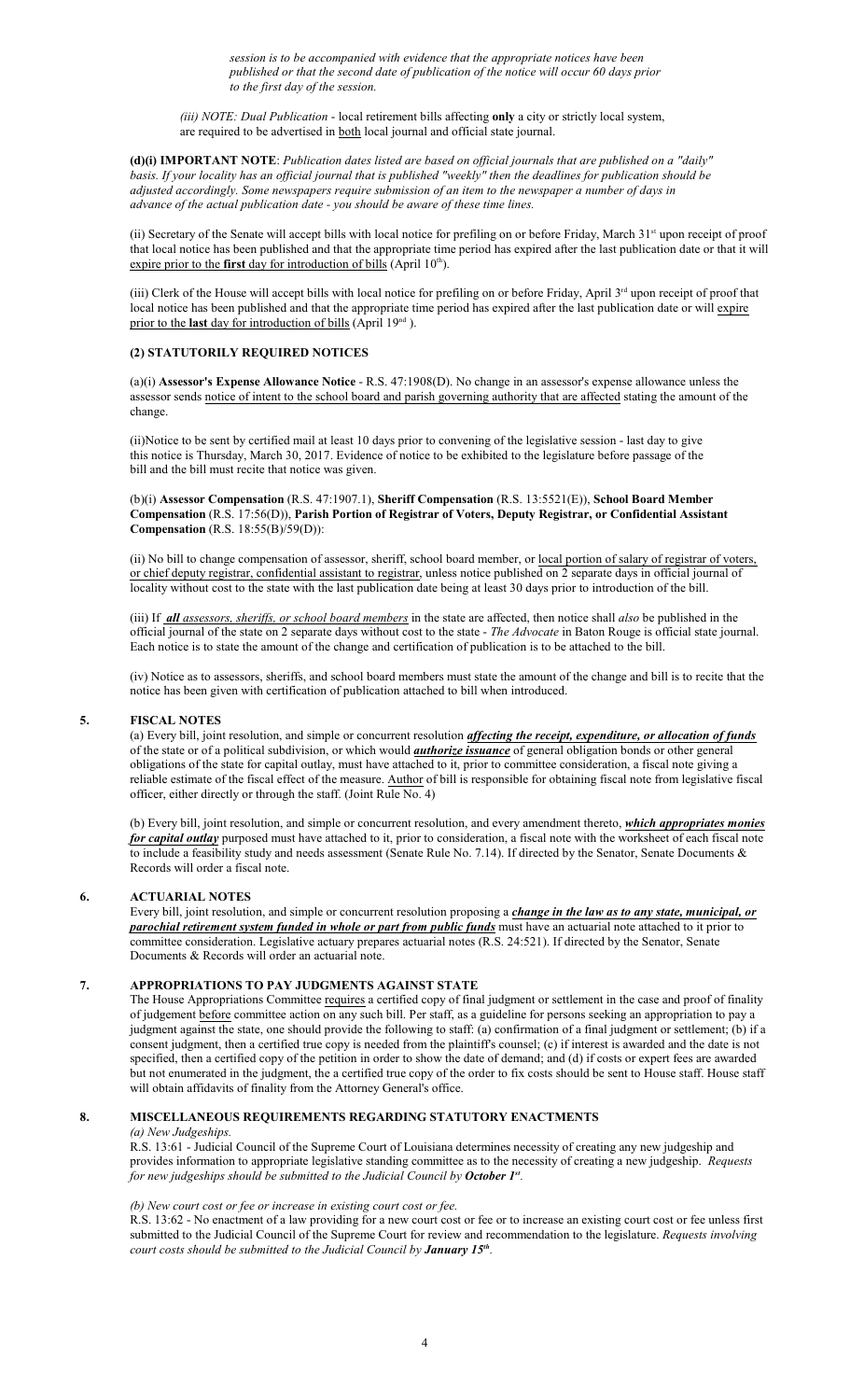*session is to be accompanied with evidence that the appropriate notices have been published or that the second date of publication of the notice will occur 60 days prior to the first day of the session.*

*(iii) NOTE: Dual Publication* - local retirement bills affecting **only** a city or strictly local system, are required to be advertised in both local journal and official state journal.

**(d)(i) IMPORTANT NOTE**: *Publication dates listed are based on official journals that are published on a "daily" basis. If your locality has an official journal that is published "weekly" then the deadlines for publication should be adjusted accordingly. Some newspapers require submission of an item to the newspaper a number of days in advance of the actual publication date - you should be aware of these time lines.*

(ii) Secretary of the Senate will accept bills with local notice for prefiling on or before Friday, March 31st upon receipt of proof that local notice has been published and that the appropriate time period has expired after the last publication date or that it will expire prior to the **first** day for introduction of bills (April 10th).

(iii) Clerk of the House will accept bills with local notice for prefiling on or before Friday, April 3rd upon receipt of proof that local notice has been published and that the appropriate time period has expired after the last publication date or will expire prior to the **last** day for introduction of bills (April 19nd ).

### (2) STATUTORILY REQUIRED NOTICES

(a)(i) **Assessor's Expense Allowance Notice** - R.S. 47:1908(D). No change in an assessor's expense allowance unless the assessor sends notice of intent to the school board and parish governing authority that are affected stating the amount of the change.

(ii)Notice to be sent by certified mail at least 10 days prior to convening of the legislative session - last day to give this notice is Thursday, March 30, 2017. Evidence of notice to be exhibited to the legislature before passage of the bill and the bill must recite that notice was given.

(b)(i) **Assessor Compensation** (R.S. 47:1907.1), **Sheriff Compensation** (R.S. 13:5521(E)), **School Board Member Compensation** (R.S. 17:56(D)), **Parish Portion of Registrar of Voters, Deputy Registrar, or Confidential Assistant Compensation** (R.S. 18:55(B)/59(D)):

(ii) No bill to change compensation of assessor, sheriff, school board member, or local portion of salary of registrar of voters, or chief deputy registrar, confidential assistant to registrar, unless notice published on 2 separate days in official journal of locality without cost to the state with the last publication date being at least 30 days prior to introduction of the bill.

(iii) If ***all** assessors, sheriffs, or school board members* in the state are affected, then notice shall *also* be published in the official journal of the state on 2 separate days without cost to the state - *The Advocate* in Baton Rouge is official state journal. Each notice is to state the amount of the change and certification of publication is to be attached to the bill.

(iv) Notice as to assessors, sheriffs, and school board members must state the amount of the change and bill is to recite that the notice has been given with certification of publication attached to bill when introduced.

## 5. FISCAL NOTES

(a) Every bill, joint resolution, and simple or concurrent resolution ***affecting the receipt, expenditure, or allocation of funds*** of the state or of a political subdivision, or which would ***authorize issuance*** of general obligation bonds or other general obligations of the state for capital outlay, must have attached to it, prior to committee consideration, a fiscal note giving a reliable estimate of the fiscal effect of the measure. Author of bill is responsible for obtaining fiscal note from legislative fiscal officer, either directly or through the staff. (Joint Rule No. 4)

(b) Every bill, joint resolution, and simple or concurrent resolution, and every amendment thereto, ***which appropriates monies for capital outlay*** purposed must have attached to it, prior to consideration, a fiscal note with the worksheet of each fiscal note to include a feasibility study and needs assessment (Senate Rule No. 7.14). If directed by the Senator, Senate Documents & Records will order a fiscal note.

## 6. ACTUARIAL NOTES

Every bill, joint resolution, and simple or concurrent resolution proposing a ***change in the law as to any state, municipal, or parochial retirement system funded in whole or part from public funds*** must have an actuarial note attached to it prior to committee consideration. Legislative actuary prepares actuarial notes (R.S. 24:521). If directed by the Senator, Senate Documents & Records will order an actuarial note.

## 7. APPROPRIATIONS TO PAY JUDGMENTS AGAINST STATE

The House Appropriations Committee requires a certified copy of final judgment or settlement in the case and proof of finality of judgement before committee action on any such bill. Per staff, as a guideline for persons seeking an appropriation to pay a judgment against the state, one should provide the following to staff: (a) confirmation of a final judgment or settlement; (b) if a consent judgment, then a certified true copy is needed from the plaintiff's counsel; (c) if interest is awarded and the date is not specified, then a certified copy of the petition in order to show the date of demand; and (d) if costs or expert fees are awarded but not enumerated in the judgment, the a certified true copy of the order to fix costs should be sent to House staff. House staff will obtain affidavits of finality from the Attorney General's office.

## 8. MISCELLANEOUS REQUIREMENTS REGARDING STATUTORY ENACTMENTS

*(a) New Judgeships.*

R.S. 13:61 - Judicial Council of the Supreme Court of Louisiana determines necessity of creating any new judgeship and provides information to appropriate legislative standing committee as to the necessity of creating a new judgeship. *Requests for new judgeships should be submitted to the Judicial Council by **October 1st**.*

*(b) New court cost or fee or increase in existing court cost or fee.*

R.S. 13:62 - No enactment of a law providing for a new court cost or fee or to increase an existing court cost or fee unless first submitted to the Judicial Council of the Supreme Court for review and recommendation to the legislature. *Requests involving court costs should be submitted to the Judicial Council by **January 15th**.*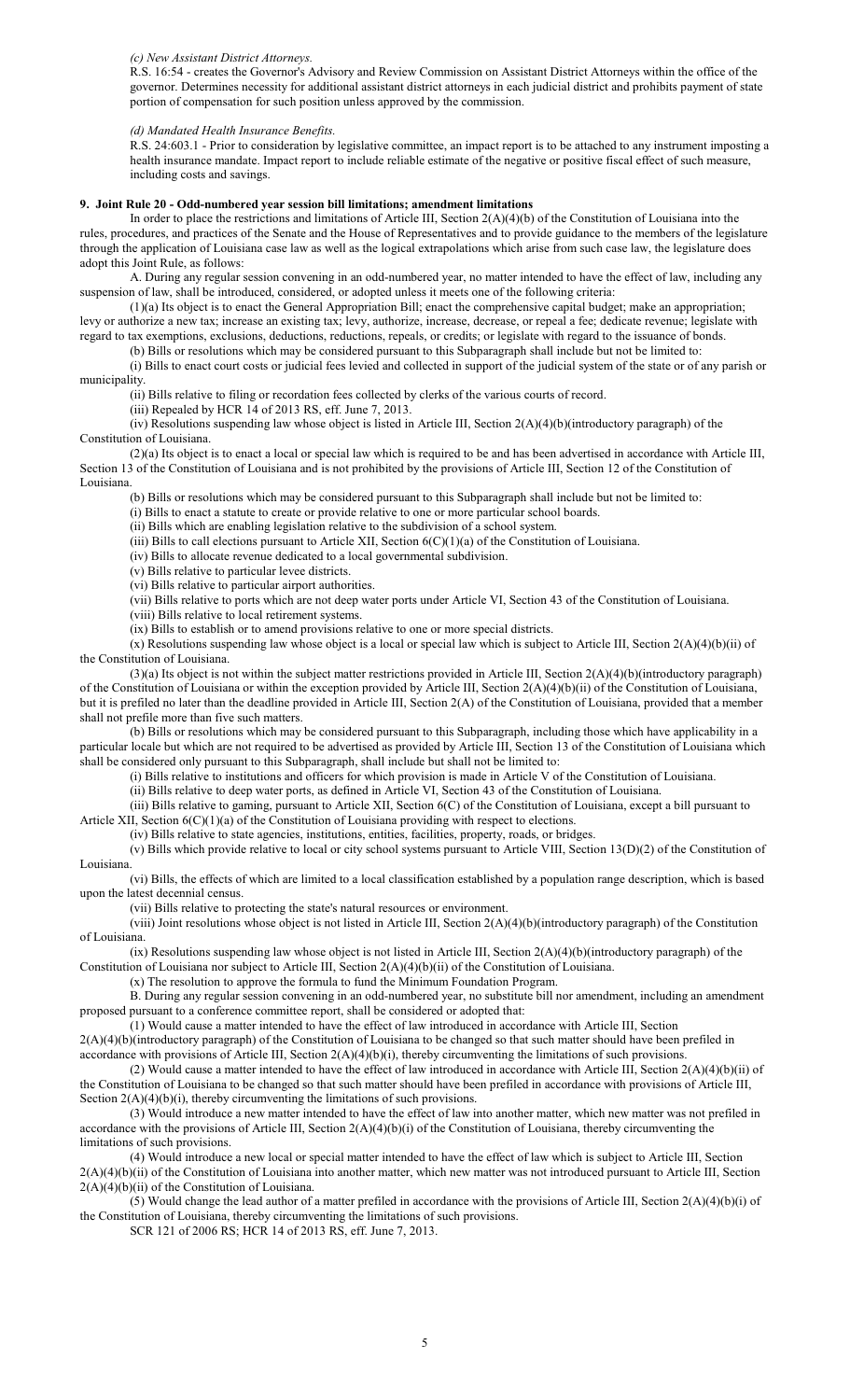*(c) New Assistant District Attorneys.*

R.S. 16:54 - creates the Governor's Advisory and Review Commission on Assistant District Attorneys within the office of the governor. Determines necessity for additional assistant district attorneys in each judicial district and prohibits payment of state portion of compensation for such position unless approved by the commission.

*(d) Mandated Health Insurance Benefits.*

R.S. 24:603.1 - Prior to consideration by legislative committee, an impact report is to be attached to any instrument imposing a health insurance mandate. Impact report to include reliable estimate of the negative or positive fiscal effect of such measure, including costs and savings.

**9. Joint Rule 20 - Odd-numbered year session bill limitations; amendment limitations**

In order to place the restrictions and limitations of Article III, Section 2(A)(4)(b) of the Constitution of Louisiana into the rules, procedures, and practices of the Senate and the House of Representatives and to provide guidance to the members of the legislature through the application of Louisiana case law as well as the logical extrapolations which arise from such case law, the legislature does adopt this Joint Rule, as follows:

A. During any regular session convening in an odd-numbered year, no matter intended to have the effect of law, including any suspension of law, shall be introduced, considered, or adopted unless it meets one of the following criteria:

(1)(a) Its object is to enact the General Appropriation Bill; enact the comprehensive capital budget; make an appropriation; levy or authorize a new tax; increase an existing tax; levy, authorize, increase, decrease, or repeal a fee; dedicate revenue; legislate with regard to tax exemptions, exclusions, deductions, reductions, repeals, or credits; or legislate with regard to the issuance of bonds.

(b) Bills or resolutions which may be considered pursuant to this Subparagraph shall include but not be limited to:

(i) Bills to enact court costs or judicial fees levied and collected in support of the judicial system of the state or of any parish or municipality.

(ii) Bills relative to filing or recordation fees collected by clerks of the various courts of record.

(iii) Repealed by HCR 14 of 2013 RS, eff. June 7, 2013.

(iv) Resolutions suspending law whose object is listed in Article III, Section 2(A)(4)(b)(introductory paragraph) of the Constitution of Louisiana.

(2)(a) Its object is to enact a local or special law which is required to be and has been advertised in accordance with Article III, Section 13 of the Constitution of Louisiana and is not prohibited by the provisions of Article III, Section 12 of the Constitution of Louisiana.

(b) Bills or resolutions which may be considered pursuant to this Subparagraph shall include but not be limited to:

(i) Bills to enact a statute to create or provide relative to one or more particular school boards.

(ii) Bills which are enabling legislation relative to the subdivision of a school system.

(iii) Bills to call elections pursuant to Article XII, Section 6(C)(1)(a) of the Constitution of Louisiana.

(iv) Bills to allocate revenue dedicated to a local governmental subdivision.

(v) Bills relative to particular levee districts.

(vi) Bills relative to particular airport authorities.

(vii) Bills relative to ports which are not deep water ports under Article VI, Section 43 of the Constitution of Louisiana.

(viii) Bills relative to local retirement systems.

(ix) Bills to establish or to amend provisions relative to one or more special districts.

(x) Resolutions suspending law whose object is a local or special law which is subject to Article III, Section 2(A)(4)(b)(ii) of the Constitution of Louisiana.

(3)(a) Its object is not within the subject matter restrictions provided in Article III, Section 2(A)(4)(b)(introductory paragraph) of the Constitution of Louisiana or within the exception provided by Article III, Section 2(A)(4)(b)(ii) of the Constitution of Louisiana, but it is prefiled no later than the deadline provided in Article III, Section 2(A) of the Constitution of Louisiana, provided that a member shall not prefile more than five such matters.

(b) Bills or resolutions which may be considered pursuant to this Subparagraph, including those which have applicability in a particular locale but which are not required to be advertised as provided by Article III, Section 13 of the Constitution of Louisiana which shall be considered only pursuant to this Subparagraph, shall include but shall not be limited to:

(i) Bills relative to institutions and officers for which provision is made in Article V of the Constitution of Louisiana.

(ii) Bills relative to deep water ports, as defined in Article VI, Section 43 of the Constitution of Louisiana.

(iii) Bills relative to gaming, pursuant to Article XII, Section 6(C) of the Constitution of Louisiana, except a bill pursuant to Article XII, Section 6(C)(1)(a) of the Constitution of Louisiana providing with respect to elections.

(iv) Bills relative to state agencies, institutions, entities, facilities, property, roads, or bridges.

(v) Bills which provide relative to local or city school systems pursuant to Article VIII, Section 13(D)(2) of the Constitution of Louisiana.

(vi) Bills, the effects of which are limited to a local classification established by a population range description, which is based upon the latest decennial census.

(vii) Bills relative to protecting the state's natural resources or environment.

(viii) Joint resolutions whose object is not listed in Article III, Section 2(A)(4)(b)(introductory paragraph) of the Constitution of Louisiana.

(ix) Resolutions suspending law whose object is not listed in Article III, Section 2(A)(4)(b)(introductory paragraph) of the Constitution of Louisiana nor subject to Article III, Section 2(A)(4)(b)(ii) of the Constitution of Louisiana.

(x) The resolution to approve the formula to fund the Minimum Foundation Program.

B. During any regular session convening in an odd-numbered year, no substitute bill nor amendment, including an amendment proposed pursuant to a conference committee report, shall be considered or adopted that:

(1) Would cause a matter intended to have the effect of law introduced in accordance with Article III, Section 2(A)(4)(b)(introductory paragraph) of the Constitution of Louisiana to be changed so that such matter should have been prefiled in accordance with provisions of Article III, Section 2(A)(4)(b)(i), thereby circumventing the limitations of such provisions.

(2) Would cause a matter intended to have the effect of law introduced in accordance with Article III, Section 2(A)(4)(b)(ii) of the Constitution of Louisiana to be changed so that such matter should have been prefiled in accordance with provisions of Article III, Section 2(A)(4)(b)(i), thereby circumventing the limitations of such provisions.

(3) Would introduce a new matter intended to have the effect of law into another matter, which new matter was not prefiled in accordance with the provisions of Article III, Section 2(A)(4)(b)(i) of the Constitution of Louisiana, thereby circumventing the limitations of such provisions.

(4) Would introduce a new local or special matter intended to have the effect of law which is subject to Article III, Section 2(A)(4)(b)(ii) of the Constitution of Louisiana into another matter, which new matter was not introduced pursuant to Article III, Section 2(A)(4)(b)(ii) of the Constitution of Louisiana.

(5) Would change the lead author of a matter prefiled in accordance with the provisions of Article III, Section 2(A)(4)(b)(i) of the Constitution of Louisiana, thereby circumventing the limitations of such provisions.

SCR 121 of 2006 RS; HCR 14 of 2013 RS, eff. June 7, 2013.